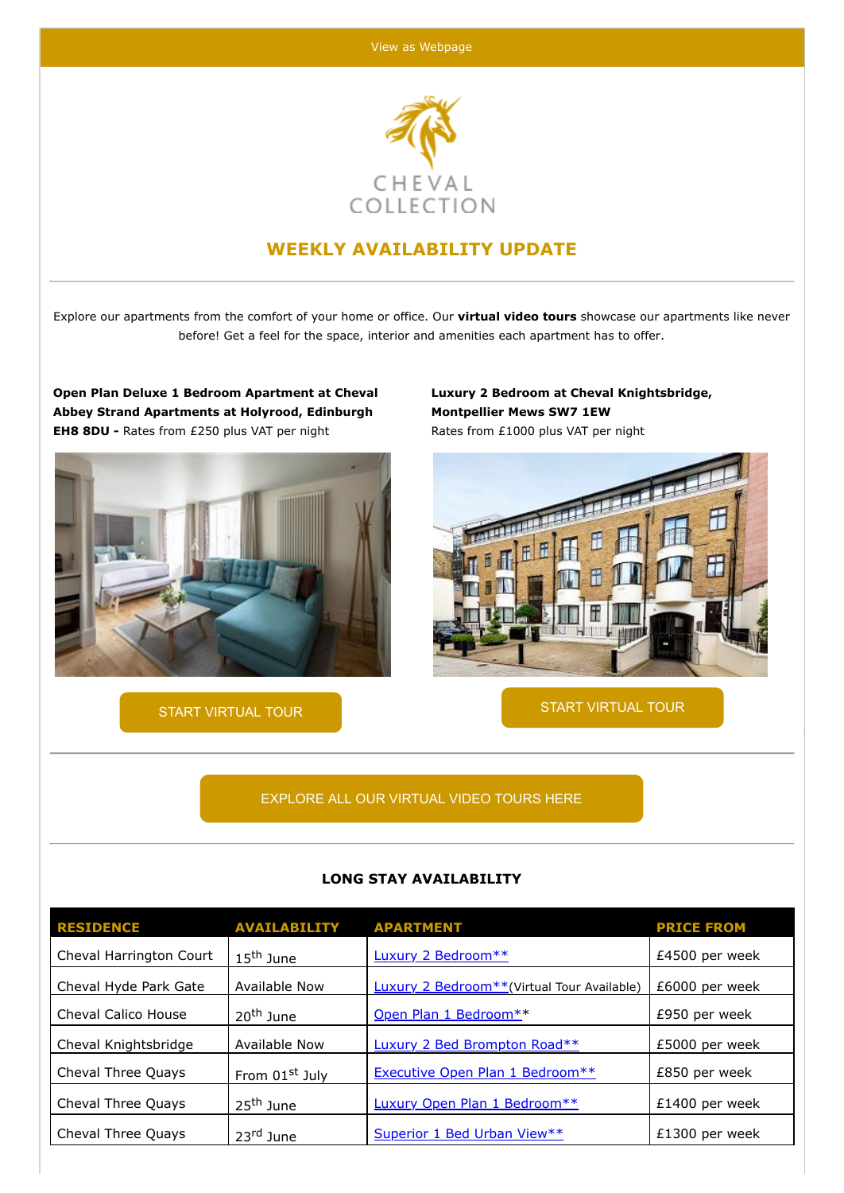View as Webpage

CHEVAL COLLECTION

## WEEKLY AVAILABILITY UPDATE

Explore our apartments from the comfort of your home or office. Our **virtual video tours** showcase our apartments like never before! Get a feel for the space, interior and amenities each apartment has to offer.

**Open Plan Deluxe 1 Bedroom Apartment at Cheval Abbey Strand Apartments at Holyrood, Edinburgh EH8 8DU -** Rates from £250 plus VAT per night

START VIRTUAL TOUR

**Luxury 2 Bedroom at Cheval Knightsbridge, Montpellier Mews SW7 1EW**
Rates from £1000 plus VAT per night

START VIRTUAL TOUR

EXPLORE ALL OUR VIRTUAL VIDEO TOURS HERE

### LONG STAY AVAILABILITY

| RESIDENCE | AVAILABILITY | APARTMENT | PRICE FROM |
|---|---|---|---|
| Cheval Harrington Court | 15th June | Luxury 2 Bedroom** | £4500 per week |
| Cheval Hyde Park Gate | Available Now | Luxury 2 Bedroom**(Virtual Tour Available) | £6000 per week |
| Cheval Calico House | 20th June | Open Plan 1 Bedroom** | £950 per week |
| Cheval Knightsbridge | Available Now | Luxury 2 Bed Brompton Road** | £5000 per week |
| Cheval Three Quays | From 01st July | Executive Open Plan 1 Bedroom** | £850 per week |
| Cheval Three Quays | 25th June | Luxury Open Plan 1 Bedroom** | £1400 per week |
| Cheval Three Quays | 23rd June | Superior 1 Bed Urban View** | £1300 per week |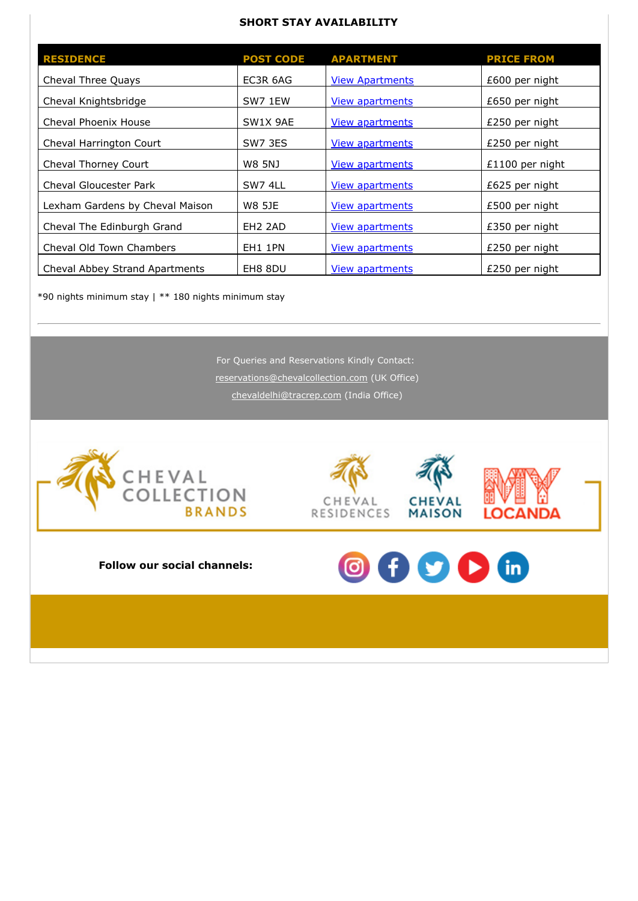**SHORT STAY AVAILABILITY**

| RESIDENCE | POST CODE | APARTMENT | PRICE FROM |
|---|---|---|---|
| Cheval Three Quays | EC3R 6AG | View Apartments | £600 per night |
| Cheval Knightsbridge | SW7 1EW | View apartments | £650 per night |
| Cheval Phoenix House | SW1X 9AE | View apartments | £250 per night |
| Cheval Harrington Court | SW7 3ES | View apartments | £250 per night |
| Cheval Thorney Court | W8 5NJ | View apartments | £1100 per night |
| Cheval Gloucester Park | SW7 4LL | View apartments | £625 per night |
| Lexham Gardens by Cheval Maison | W8 5JE | View apartments | £500 per night |
| Cheval The Edinburgh Grand | EH2 2AD | View apartments | £350 per night |
| Cheval Old Town Chambers | EH1 1PN | View apartments | £250 per night |
| Cheval Abbey Strand Apartments | EH8 8DU | View apartments | £250 per night |

*90 nights minimum stay | ** 180 nights minimum stay

---

For Queries and Reservations Kindly Contact:
reservations@chevalcollection.com (UK Office)
chevaldelhi@tracrep.com (India Office)

CHEVAL COLLECTION BRANDS

CHEVAL RESIDENCES | CHEVAL MAISON | MY LOCANDA

**Follow our social channels:**